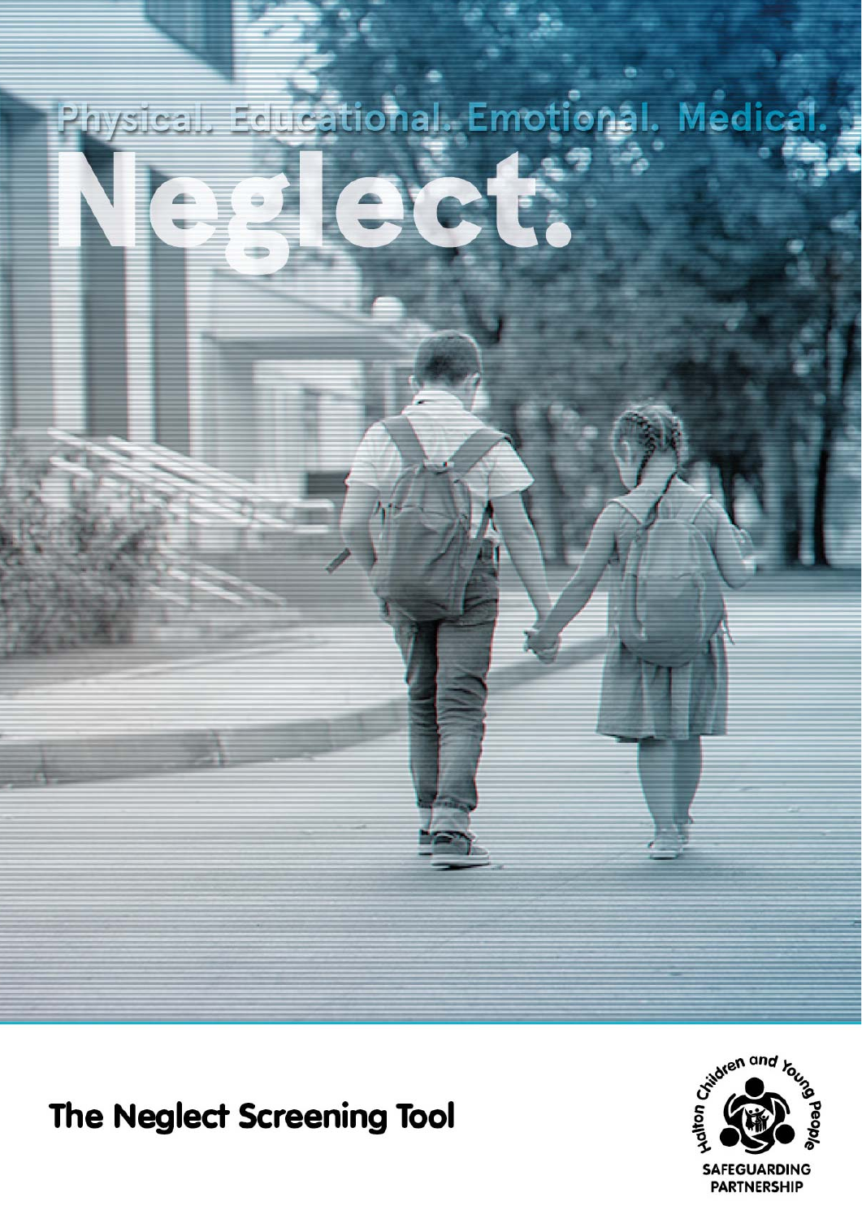Physical. Educational. Emotional. Medical.

# Neglect.

## The Neglect Screening Tool

Halton Children and Young People

SAFEGUARDING PARTNERSHIP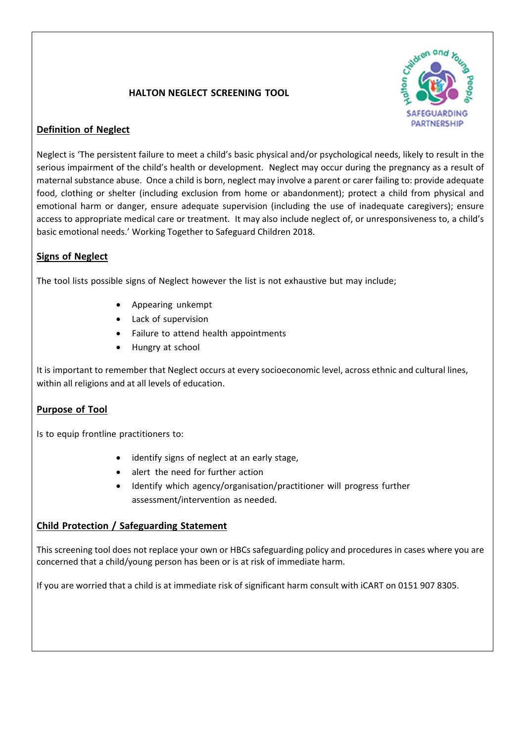# HALTON NEGLECT SCREENING TOOL

## Definition of Neglect

Neglect is 'The persistent failure to meet a child's basic physical and/or psychological needs, likely to result in the serious impairment of the child's health or development. Neglect may occur during the pregnancy as a result of maternal substance abuse. Once a child is born, neglect may involve a parent or carer failing to: provide adequate food, clothing or shelter (including exclusion from home or abandonment); protect a child from physical and emotional harm or danger, ensure adequate supervision (including the use of inadequate caregivers); ensure access to appropriate medical care or treatment. It may also include neglect of, or unresponsiveness to, a child's basic emotional needs.' Working Together to Safeguard Children 2018.

## Signs of Neglect

The tool lists possible signs of Neglect however the list is not exhaustive but may include;

- Appearing unkempt
- Lack of supervision
- Failure to attend health appointments
- Hungry at school

It is important to remember that Neglect occurs at every socioeconomic level, across ethnic and cultural lines, within all religions and at all levels of education.

## Purpose of Tool

Is to equip frontline practitioners to:

- identify signs of neglect at an early stage,
- alert the need for further action
- Identify which agency/organisation/practitioner will progress further assessment/intervention as needed.

## Child Protection / Safeguarding Statement

This screening tool does not replace your own or HBCs safeguarding policy and procedures in cases where you are concerned that a child/young person has been or is at risk of immediate harm.

If you are worried that a child is at immediate risk of significant harm consult with iCART on 0151 907 8305.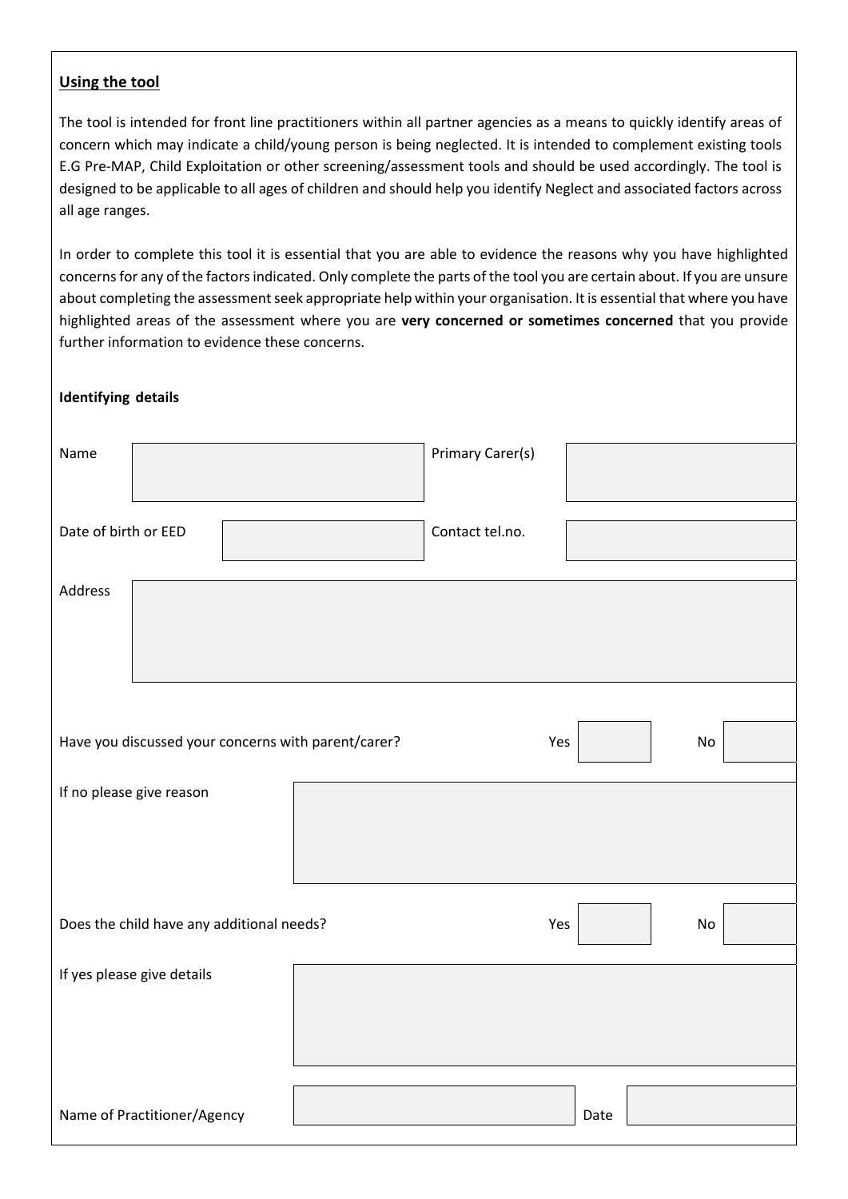## Using the tool

The tool is intended for front line practitioners within all partner agencies as a means to quickly identify areas of concern which may indicate a child/young person is being neglected. It is intended to complement existing tools E.G Pre-MAP, Child Exploitation or other screening/assessment tools and should be used accordingly. The tool is designed to be applicable to all ages of children and should help you identify Neglect and associated factors across all age ranges.

In order to complete this tool it is essential that you are able to evidence the reasons why you have highlighted concerns for any of the factors indicated. Only complete the parts of the tool you are certain about. If you are unsure about completing the assessment seek appropriate help within your organisation. It is essential that where you have highlighted areas of the assessment where you are **very concerned or sometimes concerned** that you provide further information to evidence these concerns.

**Identifying details**

| | | | |
|---|---|---|---|
| Name | | Primary Carer(s) | |
| Date of birth or EED | | Contact tel.no. | |
| Address | | | |

Have you discussed your concerns with parent/carer? Yes [ ] No [ ]

If no please give reason

Does the child have any additional needs? Yes [ ] No [ ]

If yes please give details

Name of Practitioner/Agency | Date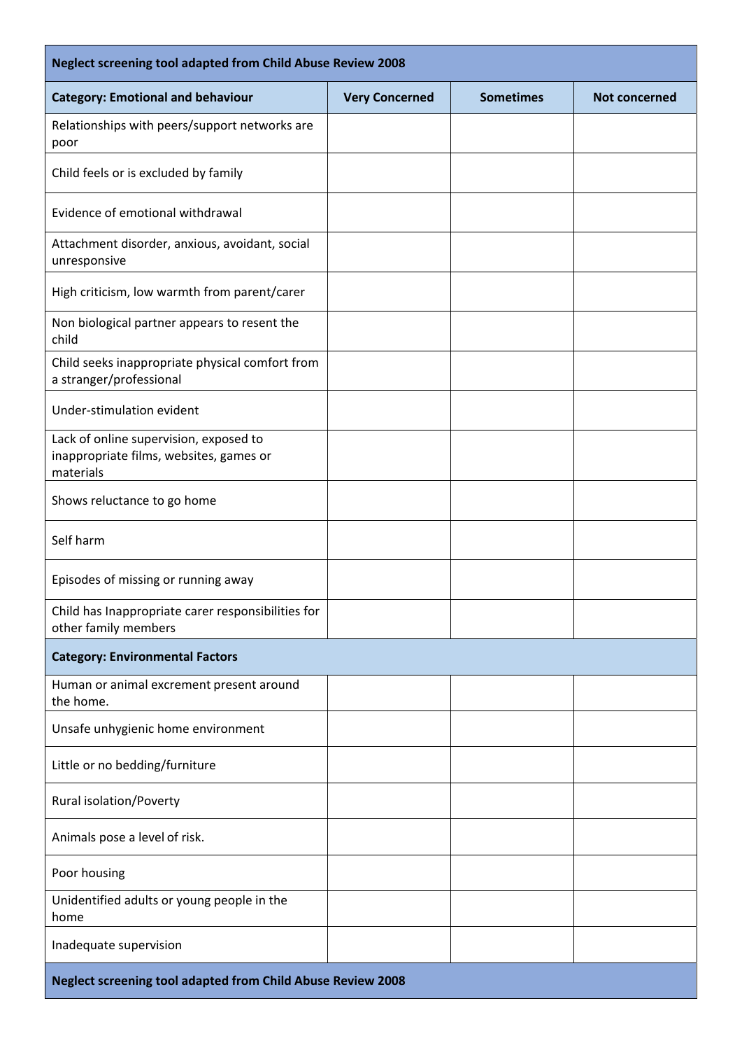| Neglect screening tool adapted from Child Abuse Review 2008 | | | |
|---|---|---|---|
| **Category: Emotional and behaviour** | **Very Concerned** | **Sometimes** | **Not concerned** |
| Relationships with peers/support networks are poor | | | |
| Child feels or is excluded by family | | | |
| Evidence of emotional withdrawal | | | |
| Attachment disorder, anxious, avoidant, social unresponsive | | | |
| High criticism, low warmth from parent/carer | | | |
| Non biological partner appears to resent the child | | | |
| Child seeks inappropriate physical comfort from a stranger/professional | | | |
| Under-stimulation evident | | | |
| Lack of online supervision, exposed to inappropriate films, websites, games or materials | | | |
| Shows reluctance to go home | | | |
| Self harm | | | |
| Episodes of missing or running away | | | |
| Child has Inappropriate carer responsibilities for other family members | | | |
| **Category: Environmental Factors** | | | |
| Human or animal excrement present around the home. | | | |
| Unsafe unhygienic home environment | | | |
| Little or no bedding/furniture | | | |
| Rural isolation/Poverty | | | |
| Animals pose a level of risk. | | | |
| Poor housing | | | |
| Unidentified adults or young people in the home | | | |
| Inadequate supervision | | | |
| **Neglect screening tool adapted from Child Abuse Review 2008** | | | |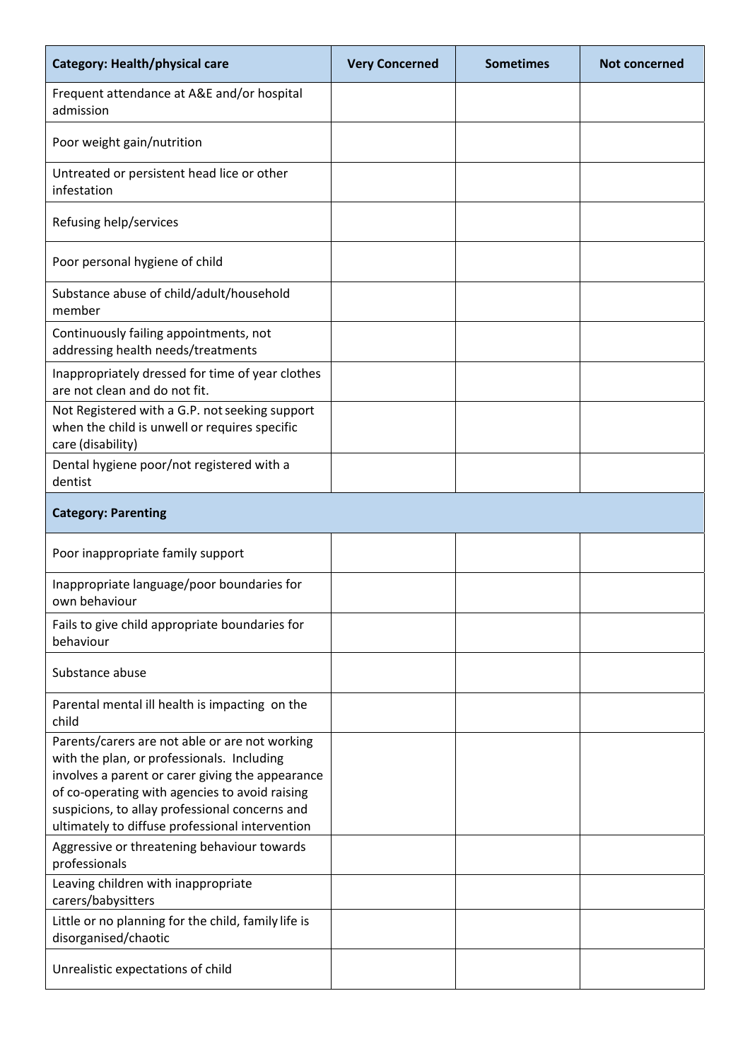| Category: Health/physical care | Very Concerned | Sometimes | Not concerned |
|---|---|---|---|
| Frequent attendance at A&E and/or hospital admission | | | |
| Poor weight gain/nutrition | | | |
| Untreated or persistent head lice or other infestation | | | |
| Refusing help/services | | | |
| Poor personal hygiene of child | | | |
| Substance abuse of child/adult/household member | | | |
| Continuously failing appointments, not addressing health needs/treatments | | | |
| Inappropriately dressed for time of year clothes are not clean and do not fit. | | | |
| Not Registered with a G.P. not seeking support when the child is unwell or requires specific care (disability) | | | |
| Dental hygiene poor/not registered with a dentist | | | |
| **Category: Parenting** | | | |
| Poor inappropriate family support | | | |
| Inappropriate language/poor boundaries for own behaviour | | | |
| Fails to give child appropriate boundaries for behaviour | | | |
| Substance abuse | | | |
| Parental mental ill health is impacting on the child | | | |
| Parents/carers are not able or are not working with the plan, or professionals. Including involves a parent or carer giving the appearance of co-operating with agencies to avoid raising suspicions, to allay professional concerns and ultimately to diffuse professional intervention | | | |
| Aggressive or threatening behaviour towards professionals | | | |
| Leaving children with inappropriate carers/babysitters | | | |
| Little or no planning for the child, family life is disorganised/chaotic | | | |
| Unrealistic expectations of child | | | |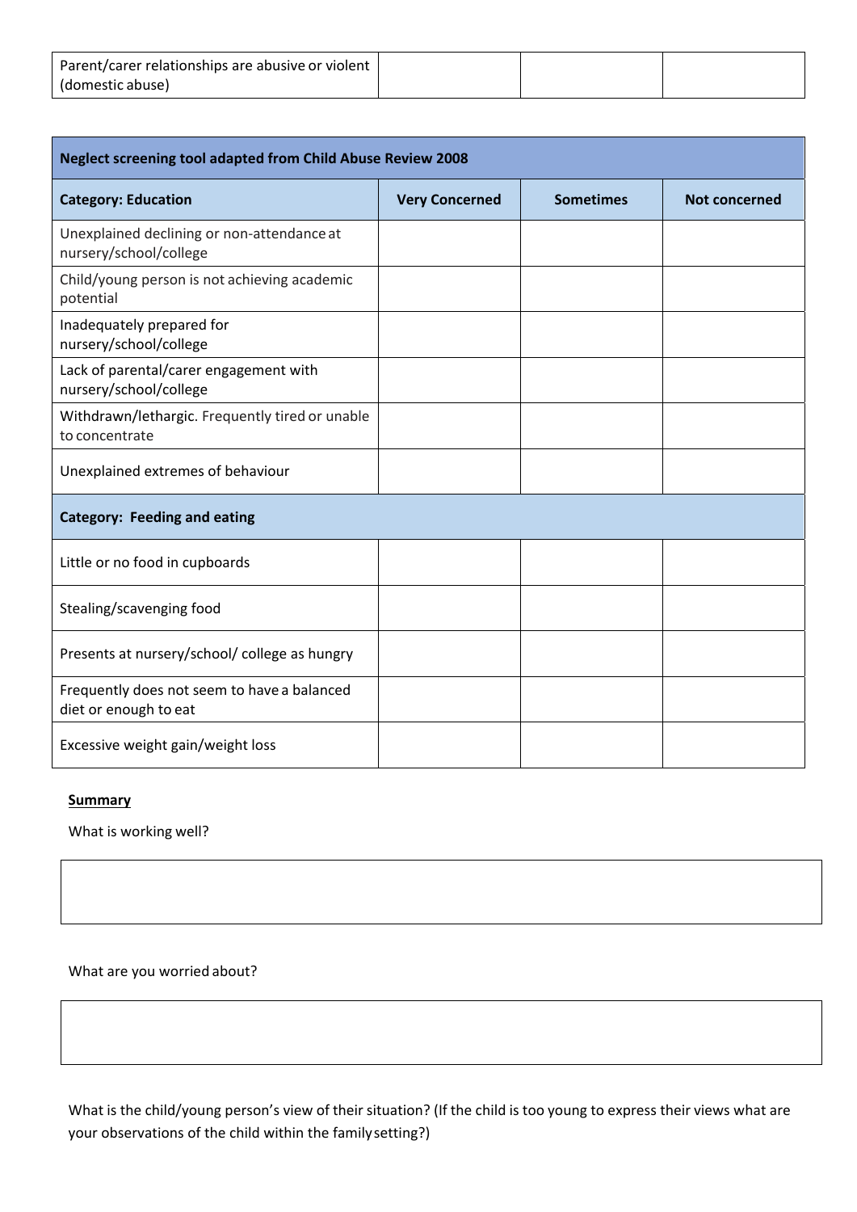| | | | |
|---|---|---|---|
| Parent/carer relationships are abusive or violent (domestic abuse) | | | |

| Neglect screening tool adapted from Child Abuse Review 2008 | | | |
|---|---|---|---|
| **Category: Education** | **Very Concerned** | **Sometimes** | **Not concerned** |
| Unexplained declining or non-attendance at nursery/school/college | | | |
| Child/young person is not achieving academic potential | | | |
| Inadequately prepared for nursery/school/college | | | |
| Lack of parental/carer engagement with nursery/school/college | | | |
| Withdrawn/lethargic. Frequently tired or unable to concentrate | | | |
| Unexplained extremes of behaviour | | | |
| **Category: Feeding and eating** | | | |
| Little or no food in cupboards | | | |
| Stealing/scavenging food | | | |
| Presents at nursery/school/ college as hungry | | | |
| Frequently does not seem to have a balanced diet or enough to eat | | | |
| Excessive weight gain/weight loss | | | |

**Summary**

What is working well?

What are you worried about?

What is the child/young person's view of their situation? (If the child is too young to express their views what are your observations of the child within the family setting?)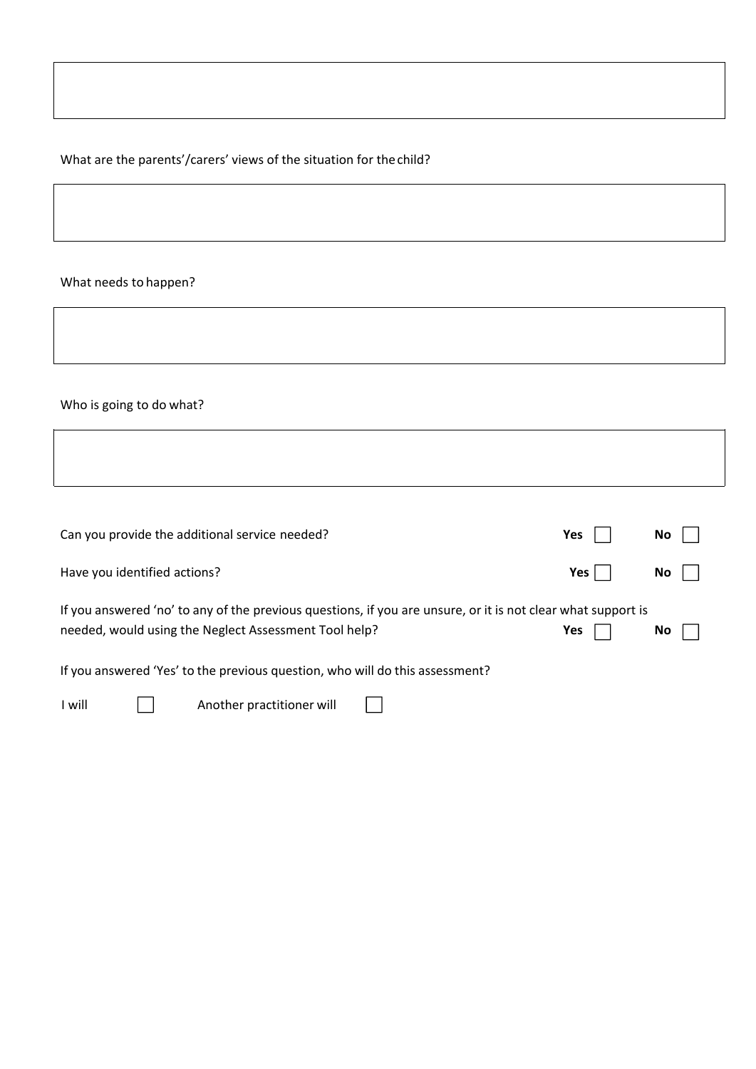What are the parents'/carers' views of the situation for the child?

What needs to happen?

Who is going to do what?

Can you provide the additional service needed? **Yes** ☐ **No** ☐

Have you identified actions? **Yes** ☐ **No** ☐

If you answered 'no' to any of the previous questions, if you are unsure, or it is not clear what support is needed, would using the Neglect Assessment Tool help? **Yes** ☐ **No** ☐

If you answered 'Yes' to the previous question, who will do this assessment?

I will ☐ Another practitioner will ☐